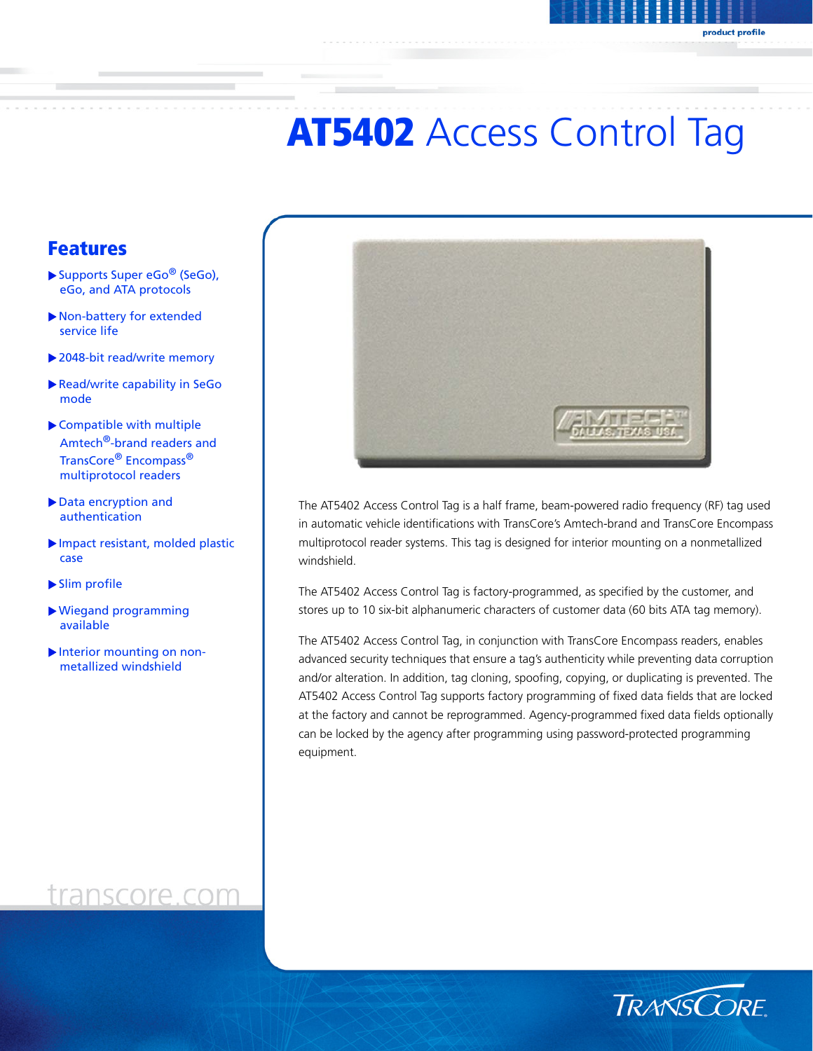# AT5402 Access Control Tag

## Features

- Supports Super eGo® (SeGo), eGo, and ATA protocols
- Non-battery for extended service life
- 2048-bit read/write memory
- Read/write capability in SeGo mode
- Compatible with multiple Amtech®-brand readers and TransCore® Encompass® multiprotocol readers
- Data encryption and authentication
- Impact resistant, molded plastic case
- Slim profile
- Wiegand programming available
- Interior mounting on non-metallized windshield

transcore.com

The AT5402 Access Control Tag is a half frame, beam-powered radio frequency (RF) tag used in automatic vehicle identifications with TransCore's Amtech-brand and TransCore Encompass multiprotocol reader systems. This tag is designed for interior mounting on a nonmetallized windshield.

The AT5402 Access Control Tag is factory-programmed, as specified by the customer, and stores up to 10 six-bit alphanumeric characters of customer data (60 bits ATA tag memory).

The AT5402 Access Control Tag, in conjunction with TransCore Encompass readers, enables advanced security techniques that ensure a tag's authenticity while preventing data corruption and/or alteration. In addition, tag cloning, spoofing, copying, or duplicating is prevented. The AT5402 Access Control Tag supports factory programming of fixed data fields that are locked at the factory and cannot be reprogrammed. Agency-programmed fixed data fields optionally can be locked by the agency after programming using password-protected programming equipment.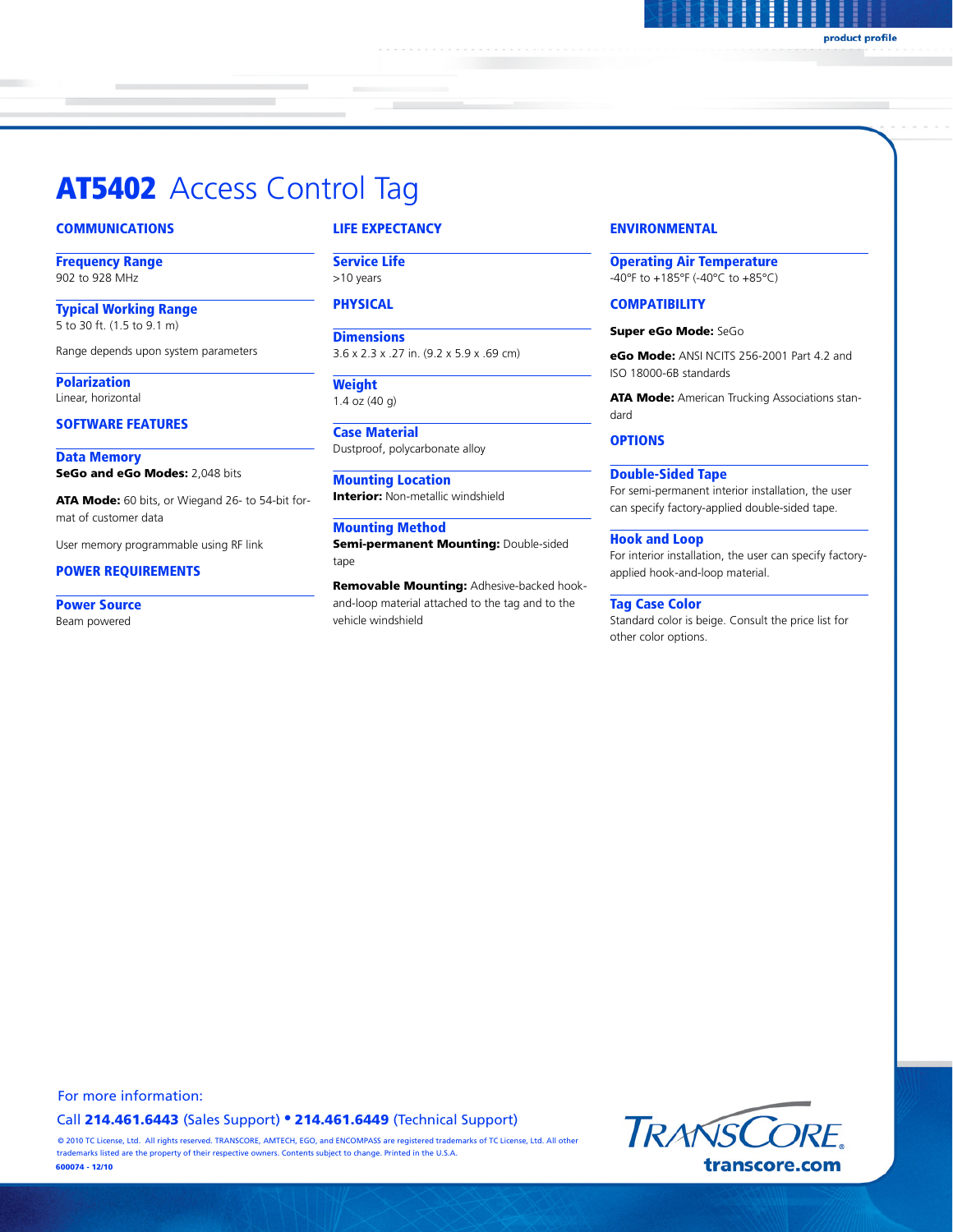# AT5402 Access Control Tag

## COMMUNICATIONS

### Frequency Range
902 to 928 MHz

### Typical Working Range
5 to 30 ft. (1.5 to 9.1 m)

Range depends upon system parameters

### Polarization
Linear, horizontal

## SOFTWARE FEATURES

### Data Memory
**SeGo and eGo Modes:** 2,048 bits

**ATA Mode:** 60 bits, or Wiegand 26- to 54-bit format of customer data

User memory programmable using RF link

## POWER REQUIREMENTS

### Power Source
Beam powered

## LIFE EXPECTANCY

### Service Life
>10 years

## PHYSICAL

### Dimensions
3.6 x 2.3 x .27 in. (9.2 x 5.9 x .69 cm)

### Weight
1.4 oz (40 g)

### Case Material
Dustproof, polycarbonate alloy

### Mounting Location
**Interior:** Non-metallic windshield

### Mounting Method
**Semi-permanent Mounting:** Double-sided tape

**Removable Mounting:** Adhesive-backed hook-and-loop material attached to the tag and to the vehicle windshield

## ENVIRONMENTAL

### Operating Air Temperature
-40°F to +185°F (-40°C to +85°C)

## COMPATIBILITY

**Super eGo Mode:** SeGo

**eGo Mode:** ANSI NCITS 256-2001 Part 4.2 and ISO 18000-6B standards

**ATA Mode:** American Trucking Associations standard

## OPTIONS

### Double-Sided Tape
For semi-permanent interior installation, the user can specify factory-applied double-sided tape.

### Hook and Loop
For interior installation, the user can specify factory-applied hook-and-loop material.

### Tag Case Color
Standard color is beige. Consult the price list for other color options.

For more information:

Call **214.461.6443** (Sales Support) • **214.461.6449** (Technical Support)

© 2010 TC License, Ltd. All rights reserved. TRANSCORE, AMTECH, EGO, and ENCOMPASS are registered trademarks of TC License, Ltd. All other trademarks listed are the property of their respective owners. Contents subject to change. Printed in the U.S.A.

**600074 - 12/10**

TRANSCORE®

**transcore.com**